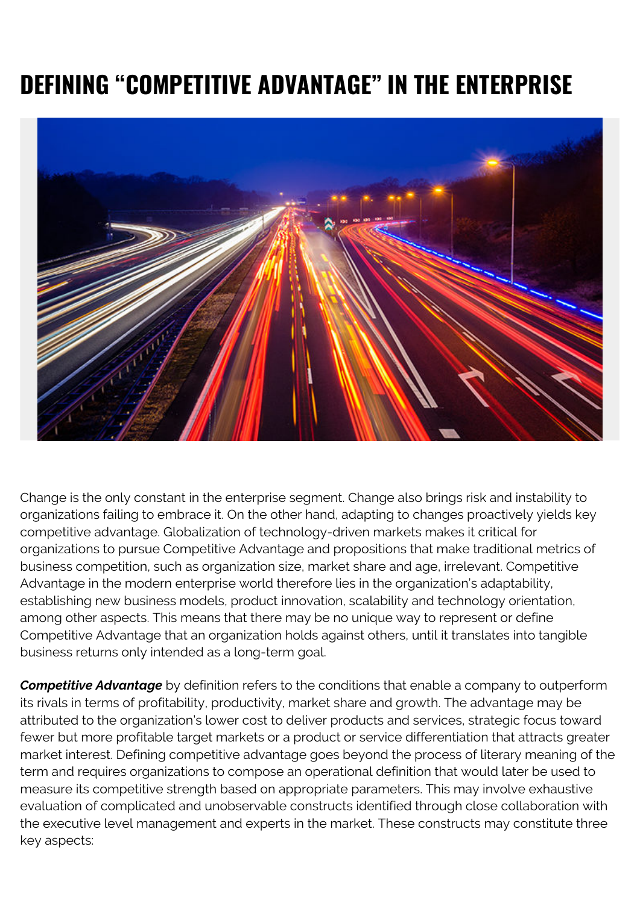# DEFINING "COMPETITIVE ADVANTAGE" IN THE ENTERPRISE

Change is the only constant in the enterprise segment. Change also brings risk and instability to organizations failing to embrace it. On the other hand, adapting to changes proactively yields key competitive advantage. Globalization of technology-driven markets makes it critical for organizations to pursue Competitive Advantage and propositions that make traditional metrics of business competition, such as organization size, market share and age, irrelevant. Competitive Advantage in the modern enterprise world therefore lies in the organization's adaptability, establishing new business models, product innovation, scalability and technology orientation, among other aspects. This means that there may be no unique way to represent or define Competitive Advantage that an organization holds against others, until it translates into tangible business returns only intended as a long-term goal.

***Competitive Advantage*** by definition refers to the conditions that enable a company to outperform its rivals in terms of profitability, productivity, market share and growth. The advantage may be attributed to the organization's lower cost to deliver products and services, strategic focus toward fewer but more profitable target markets or a product or service differentiation that attracts greater market interest. Defining competitive advantage goes beyond the process of literary meaning of the term and requires organizations to compose an operational definition that would later be used to measure its competitive strength based on appropriate parameters. This may involve exhaustive evaluation of complicated and unobservable constructs identified through close collaboration with the executive level management and experts in the market. These constructs may constitute three key aspects: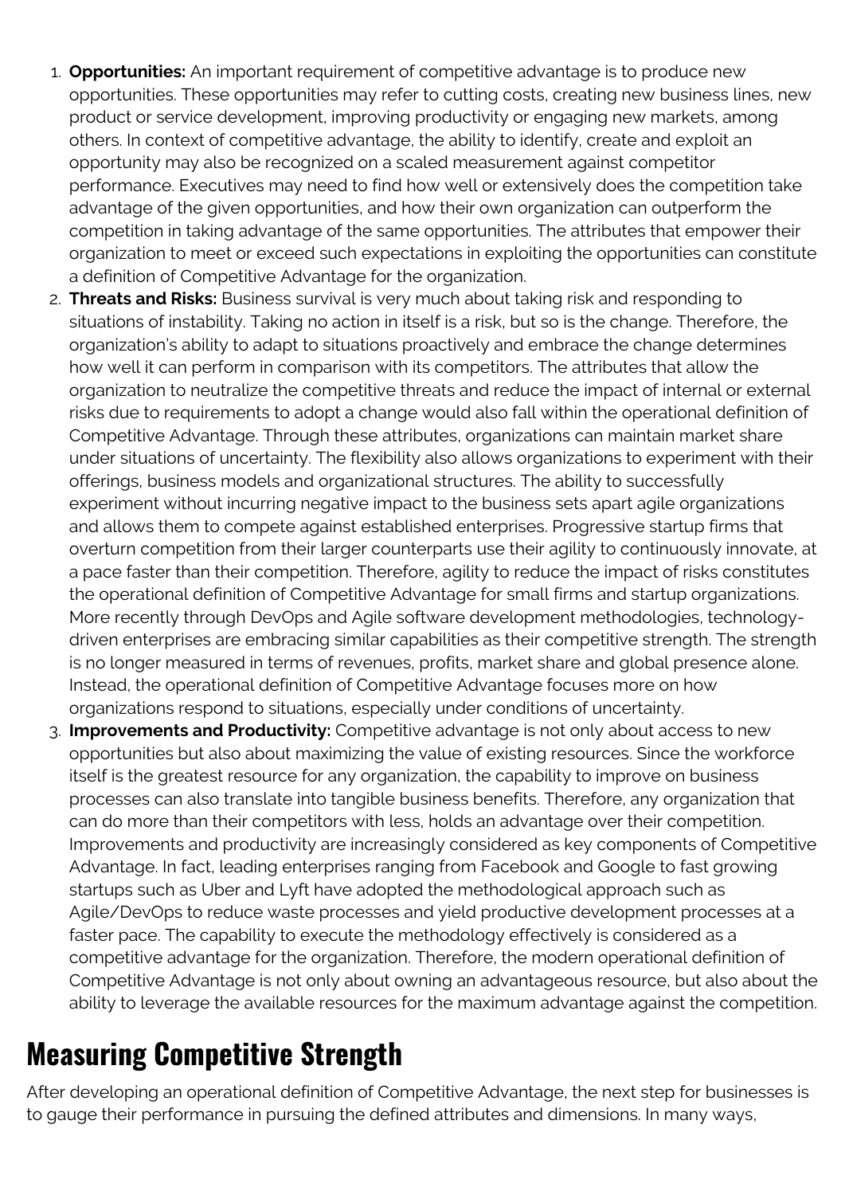1. **Opportunities:** An important requirement of competitive advantage is to produce new opportunities. These opportunities may refer to cutting costs, creating new business lines, new product or service development, improving productivity or engaging new markets, among others. In context of competitive advantage, the ability to identify, create and exploit an opportunity may also be recognized on a scaled measurement against competitor performance. Executives may need to find how well or extensively does the competition take advantage of the given opportunities, and how their own organization can outperform the competition in taking advantage of the same opportunities. The attributes that empower their organization to meet or exceed such expectations in exploiting the opportunities can constitute a definition of Competitive Advantage for the organization.
2. **Threats and Risks:** Business survival is very much about taking risk and responding to situations of instability. Taking no action in itself is a risk, but so is the change. Therefore, the organization's ability to adapt to situations proactively and embrace the change determines how well it can perform in comparison with its competitors. The attributes that allow the organization to neutralize the competitive threats and reduce the impact of internal or external risks due to requirements to adopt a change would also fall within the operational definition of Competitive Advantage. Through these attributes, organizations can maintain market share under situations of uncertainty. The flexibility also allows organizations to experiment with their offerings, business models and organizational structures. The ability to successfully experiment without incurring negative impact to the business sets apart agile organizations and allows them to compete against established enterprises. Progressive startup firms that overturn competition from their larger counterparts use their agility to continuously innovate, at a pace faster than their competition. Therefore, agility to reduce the impact of risks constitutes the operational definition of Competitive Advantage for small firms and startup organizations. More recently through DevOps and Agile software development methodologies, technology-driven enterprises are embracing similar capabilities as their competitive strength. The strength is no longer measured in terms of revenues, profits, market share and global presence alone. Instead, the operational definition of Competitive Advantage focuses more on how organizations respond to situations, especially under conditions of uncertainty.
3. **Improvements and Productivity:** Competitive advantage is not only about access to new opportunities but also about maximizing the value of existing resources. Since the workforce itself is the greatest resource for any organization, the capability to improve on business processes can also translate into tangible business benefits. Therefore, any organization that can do more than their competitors with less, holds an advantage over their competition. Improvements and productivity are increasingly considered as key components of Competitive Advantage. In fact, leading enterprises ranging from Facebook and Google to fast growing startups such as Uber and Lyft have adopted the methodological approach such as Agile/DevOps to reduce waste processes and yield productive development processes at a faster pace. The capability to execute the methodology effectively is considered as a competitive advantage for the organization. Therefore, the modern operational definition of Competitive Advantage is not only about owning an advantageous resource, but also about the ability to leverage the available resources for the maximum advantage against the competition.

## Measuring Competitive Strength

After developing an operational definition of Competitive Advantage, the next step for businesses is to gauge their performance in pursuing the defined attributes and dimensions. In many ways,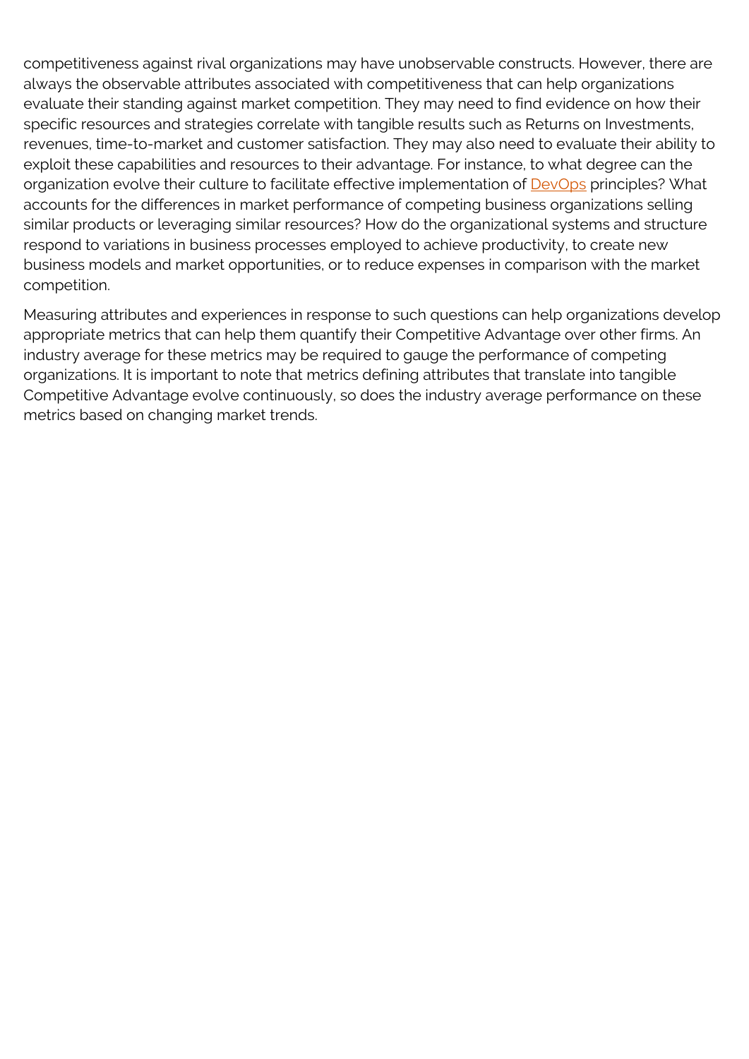competitiveness against rival organizations may have unobservable constructs. However, there are always the observable attributes associated with competitiveness that can help organizations evaluate their standing against market competition. They may need to find evidence on how their specific resources and strategies correlate with tangible results such as Returns on Investments, revenues, time-to-market and customer satisfaction. They may also need to evaluate their ability to exploit these capabilities and resources to their advantage. For instance, to what degree can the organization evolve their culture to facilitate effective implementation of DevOps principles? What accounts for the differences in market performance of competing business organizations selling similar products or leveraging similar resources? How do the organizational systems and structure respond to variations in business processes employed to achieve productivity, to create new business models and market opportunities, or to reduce expenses in comparison with the market competition.

Measuring attributes and experiences in response to such questions can help organizations develop appropriate metrics that can help them quantify their Competitive Advantage over other firms. An industry average for these metrics may be required to gauge the performance of competing organizations. It is important to note that metrics defining attributes that translate into tangible Competitive Advantage evolve continuously, so does the industry average performance on these metrics based on changing market trends.